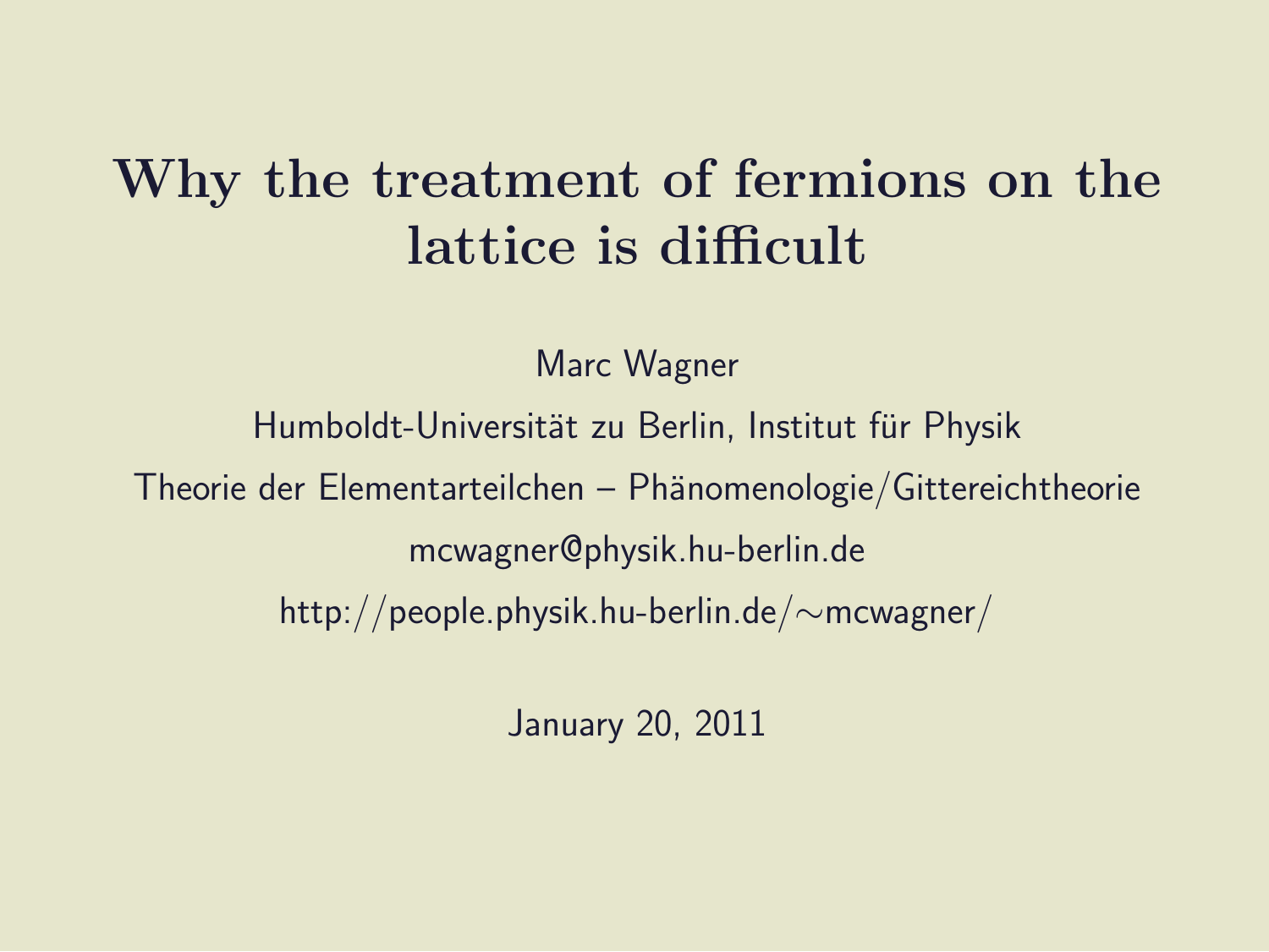# Why the treatment of fermions on the lattice is difficult

Marc Wagner

Humboldt-Universität zu Berlin, Institut für Physik

Theorie der Elementarteilchen – Phänomenologie/Gittereichtheorie

mcwagner@physik.hu-berlin.de

http://people.physik.hu-berlin.de/∼mcwagner/

January 20, 2011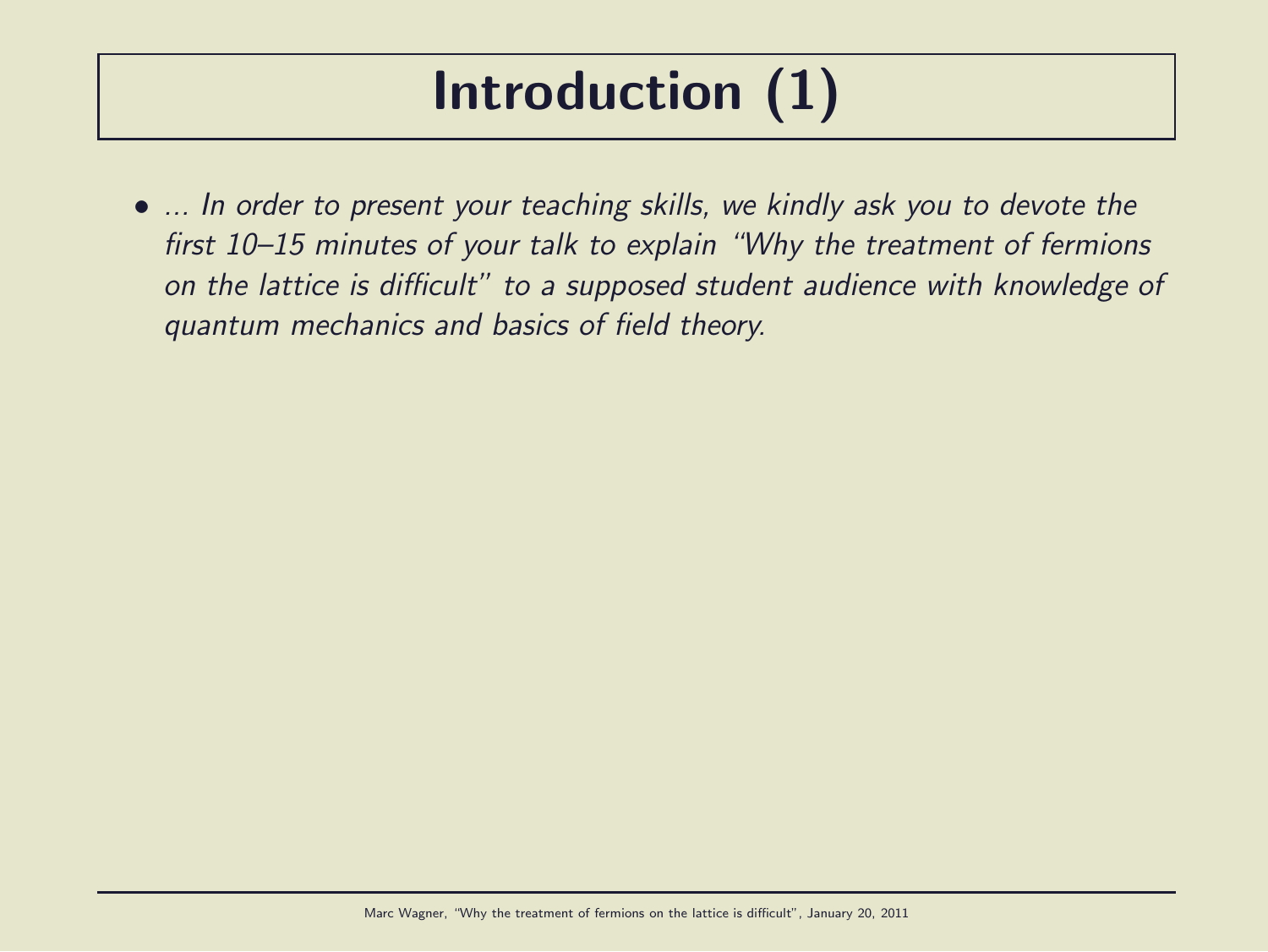# Introduction (1)

- *... In order to present your teaching skills, we kindly ask you to devote the first 10–15 minutes of your talk to explain "Why the treatment of fermions on the lattice is difficult" to a supposed student audience with knowledge of quantum mechanics and basics of field theory.*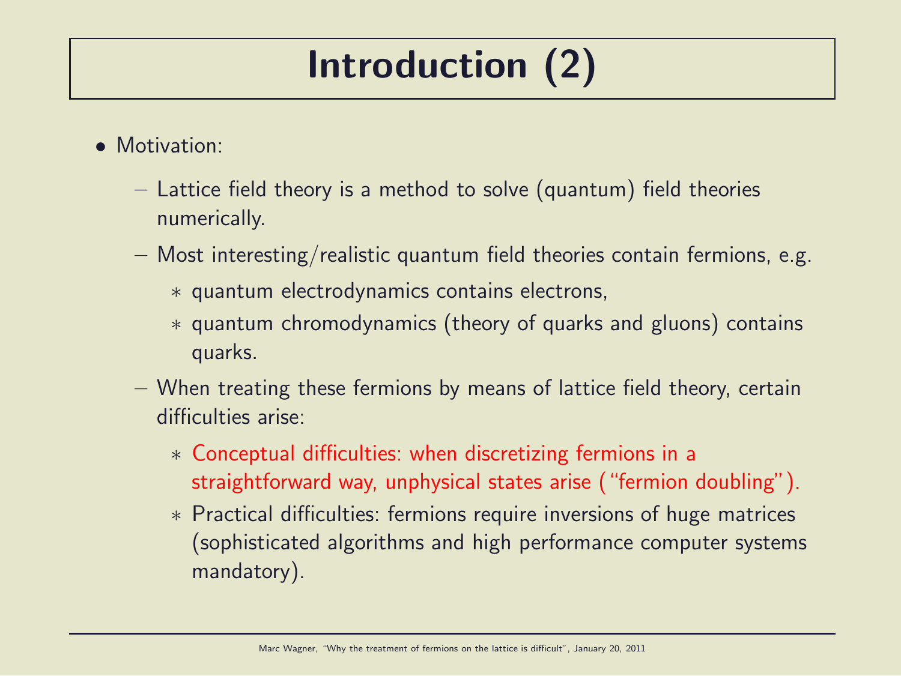# Introduction (2)

- Motivation:
  - Lattice field theory is a method to solve (quantum) field theories numerically.
  - Most interesting/realistic quantum field theories contain fermions, e.g.
    * quantum electrodynamics contains electrons,
    * quantum chromodynamics (theory of quarks and gluons) contains quarks.
  - When treating these fermions by means of lattice field theory, certain difficulties arise:
    * Conceptual difficulties: when discretizing fermions in a straightforward way, unphysical states arise ("fermion doubling").
    * Practical difficulties: fermions require inversions of huge matrices (sophisticated algorithms and high performance computer systems mandatory).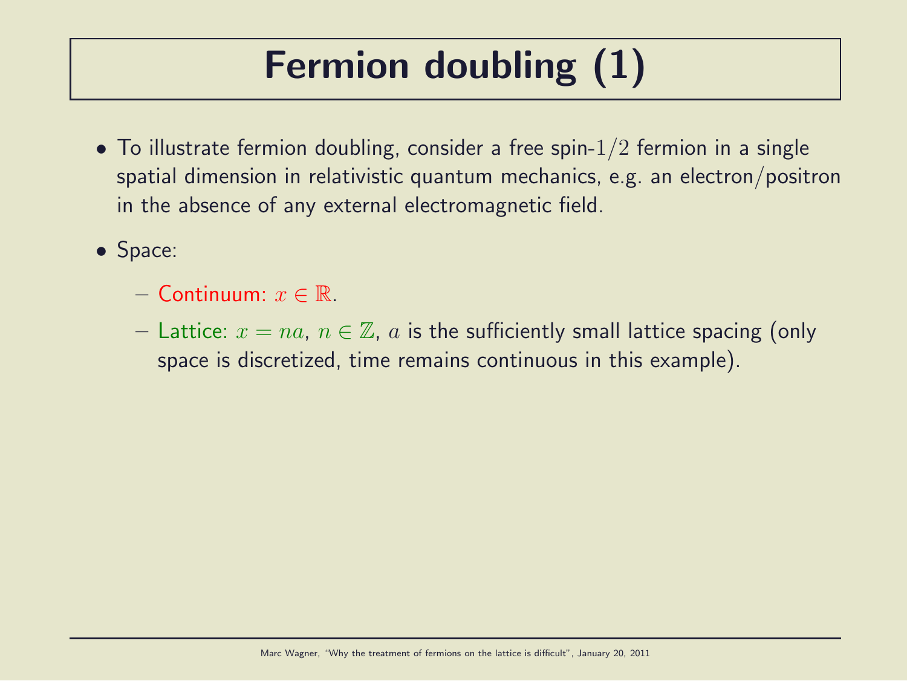# Fermion doubling (1)

- To illustrate fermion doubling, consider a free spin-$1/2$ fermion in a single spatial dimension in relativistic quantum mechanics, e.g. an electron/positron in the absence of any external electromagnetic field.
- Space:
  - Continuum: $x \in \mathbb{R}$.
  - Lattice: $x = na$, $n \in \mathbb{Z}$, $a$ is the sufficiently small lattice spacing (only space is discretized, time remains continuous in this example).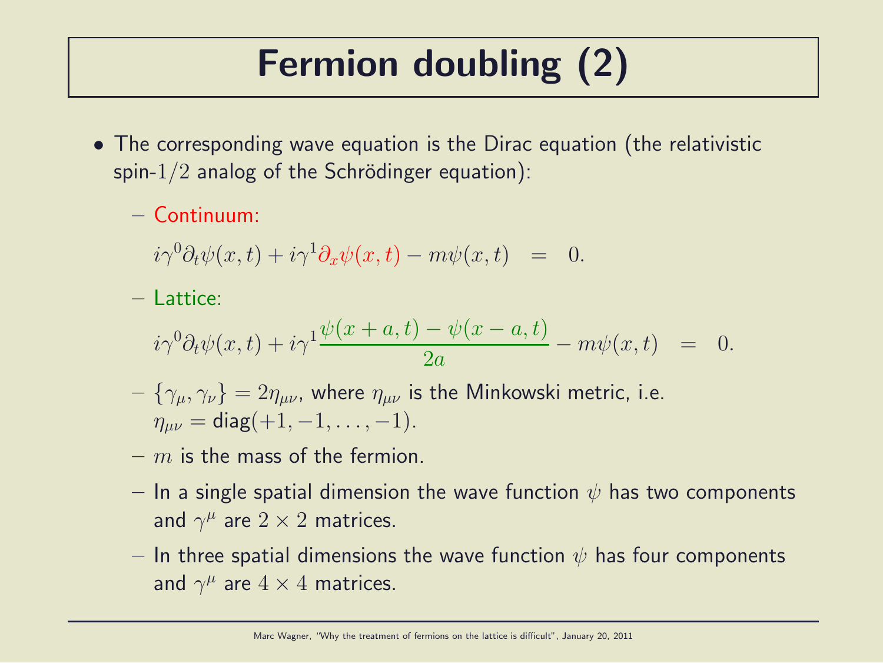# Fermion doubling (2)

- The corresponding wave equation is the Dirac equation (the relativistic spin-$1/2$ analog of the Schrödinger equation):
  - Continuum:

    $$i\gamma^0 \partial_t \psi(x,t) + i\gamma^1 \partial_x \psi(x,t) - m\psi(x,t) \;\; = \;\; 0.$$

  - Lattice:

    $$i\gamma^0 \partial_t \psi(x,t) + i\gamma^1 \frac{\psi(x+a,t) - \psi(x-a,t)}{2a} - m\psi(x,t) \;\; = \;\; 0.$$

  - $\{\gamma_\mu, \gamma_\nu\} = 2\eta_{\mu\nu}$, where $\eta_{\mu\nu}$ is the Minkowski metric, i.e. $\eta_{\mu\nu} = \text{diag}(+1, -1, \ldots, -1)$.
  - $m$ is the mass of the fermion.
  - In a single spatial dimension the wave function $\psi$ has two components and $\gamma^\mu$ are $2 \times 2$ matrices.
  - In three spatial dimensions the wave function $\psi$ has four components and $\gamma^\mu$ are $4 \times 4$ matrices.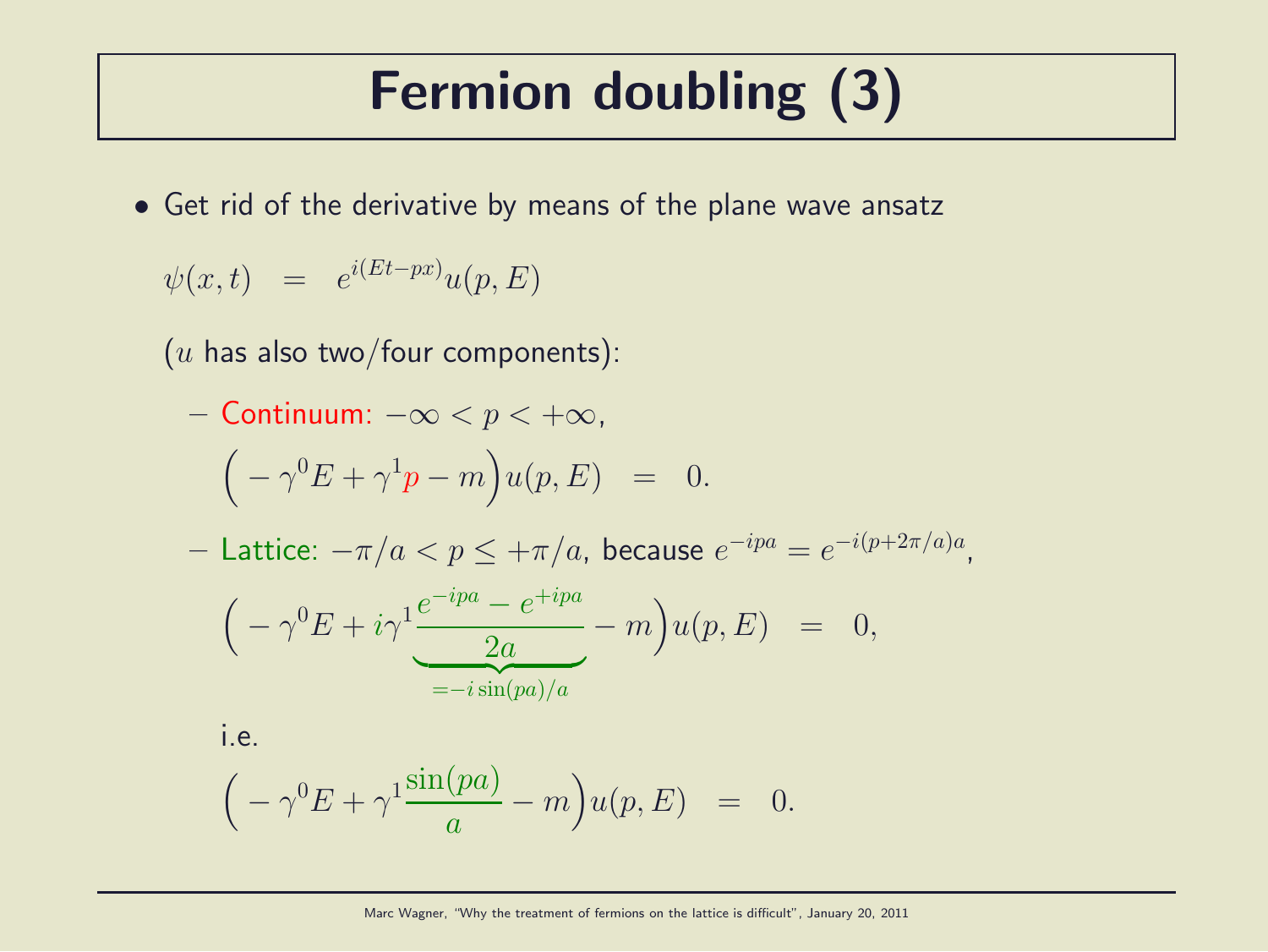# Fermion doubling (3)

- Get rid of the derivative by means of the plane wave ansatz

$$\psi(x,t) \;\; = \;\; e^{i(Et-px)} u(p,E)$$

($u$ has also two/four components):

  - Continuum: $-\infty < p < +\infty$,

$$\Big( - \gamma^0 E + \gamma^1 p - m \Big) u(p,E) \;\; = \;\; 0.$$

  - Lattice: $-\pi/a < p \leq +\pi/a$, because $e^{-ipa} = e^{-i(p+2\pi/a)a}$,

$$\Big( - \gamma^0 E + i\gamma^1 \underbrace{\frac{e^{-ipa} - e^{+ipa}}{2a}}_{= -i \sin(pa)/a} - m \Big) u(p,E) \;\; = \;\; 0,$$

    i.e.

$$\Big( - \gamma^0 E + \gamma^1 \frac{\sin(pa)}{a} - m \Big) u(p,E) \;\; = \;\; 0.$$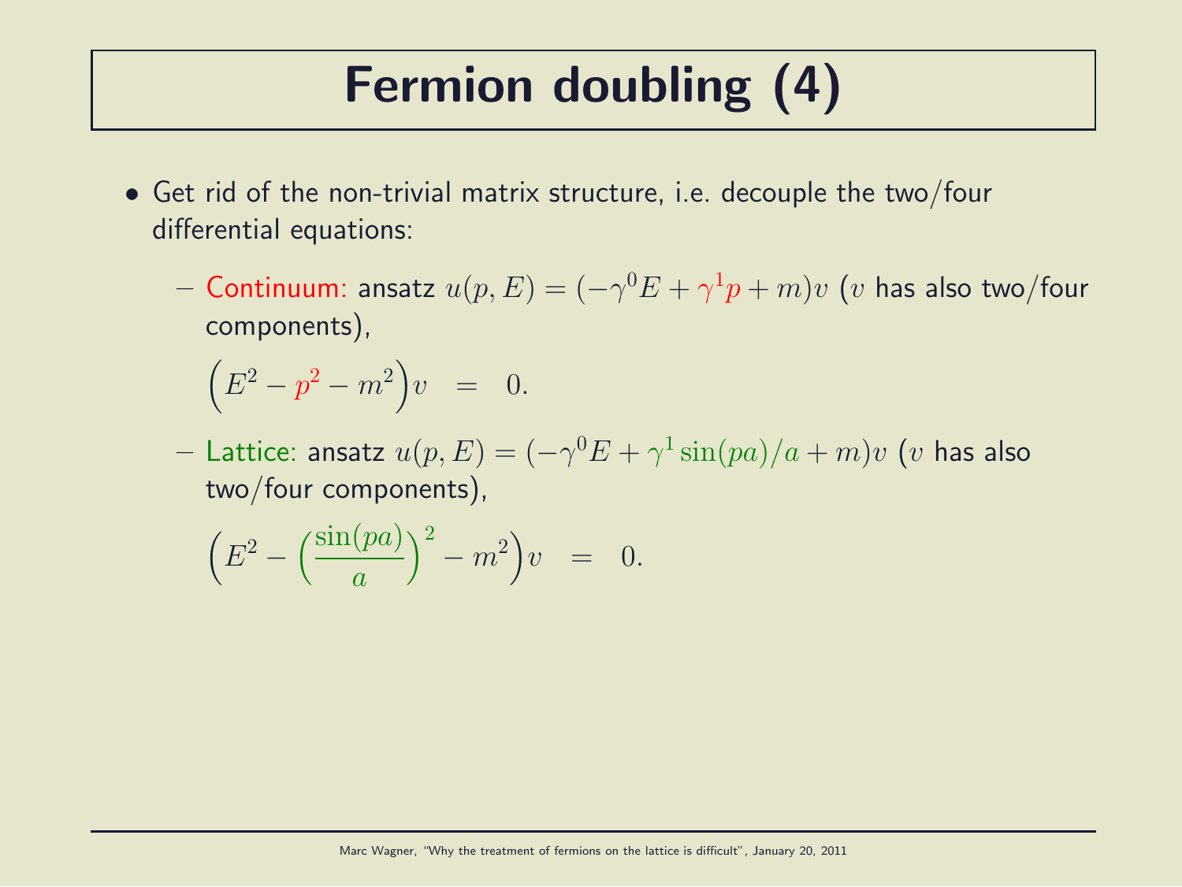# Fermion doubling (4)

- Get rid of the non-trivial matrix structure, i.e. decouple the two/four differential equations:
  - Continuum: ansatz $u(p,E) = (-\gamma^0 E + \gamma^1 p + m)v$ ($v$ has also two/four components),

    $$\Big(E^2 - p^2 - m^2\Big)v = 0.$$

  - Lattice: ansatz $u(p,E) = (-\gamma^0 E + \gamma^1 \sin(pa)/a + m)v$ ($v$ has also two/four components),

    $$\Big(E^2 - \Big(\frac{\sin(pa)}{a}\Big)^2 - m^2\Big)v = 0.$$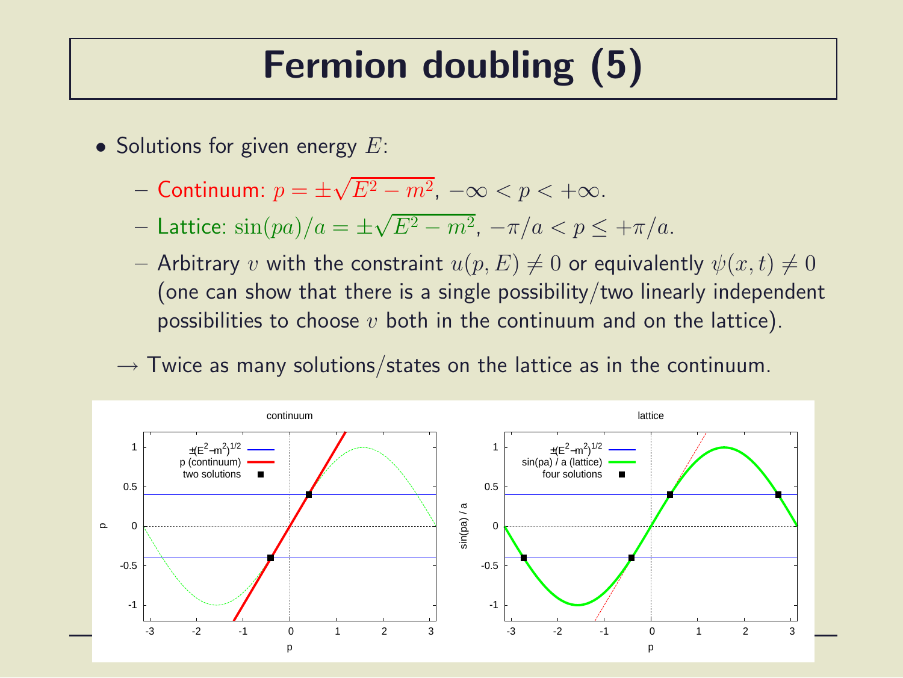# Fermion doubling (5)

- Solutions for given energy $E$:
  - Continuum: $p = \pm\sqrt{E^2 - m^2}$, $-\infty < p < +\infty$.
  - Lattice: $\sin(pa)/a = \pm\sqrt{E^2 - m^2}$, $-\pi/a < p \leq +\pi/a$.
  - Arbitrary $v$ with the constraint $u(p, E) \neq 0$ or equivalently $\psi(x, t) \neq 0$ (one can show that there is a single possibility/two linearly independent possibilities to choose $v$ both in the continuum and on the lattice).

$\rightarrow$ Twice as many solutions/states on the lattice as in the continuum.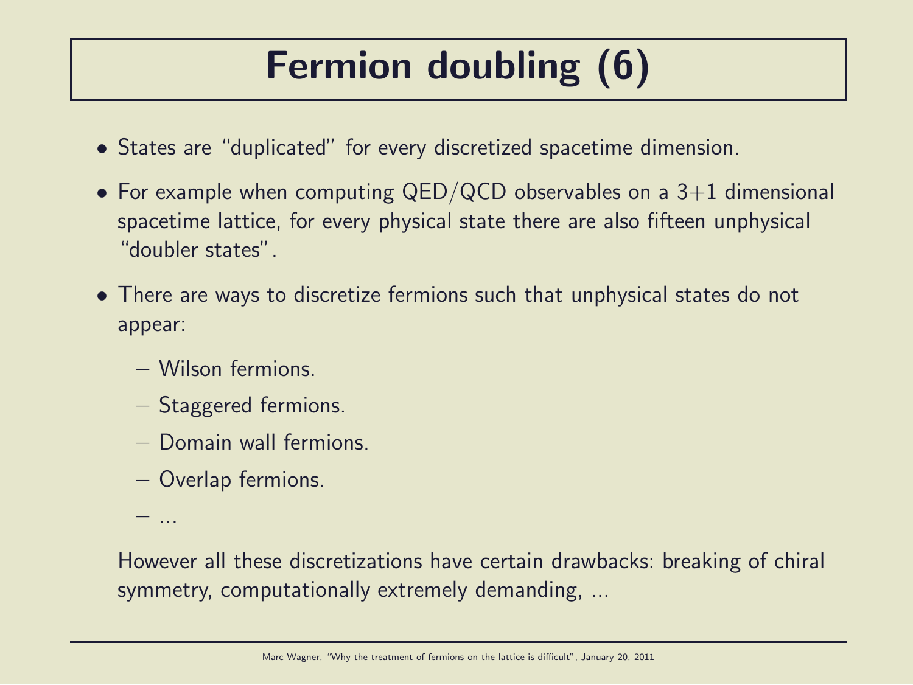# Fermion doubling (6)

- States are "duplicated" for every discretized spacetime dimension.
- For example when computing QED/QCD observables on a 3+1 dimensional spacetime lattice, for every physical state there are also fifteen unphysical "doubler states".
- There are ways to discretize fermions such that unphysical states do not appear:
  - Wilson fermions.
  - Staggered fermions.
  - Domain wall fermions.
  - Overlap fermions.
  - ...

  However all these discretizations have certain drawbacks: breaking of chiral symmetry, computationally extremely demanding, ...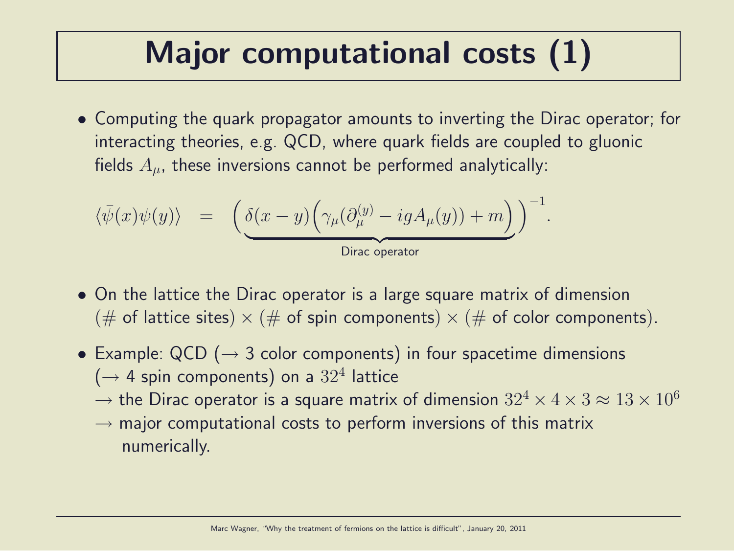# Major computational costs (1)

- Computing the quark propagator amounts to inverting the Dirac operator; for interacting theories, e.g. QCD, where quark fields are coupled to gluonic fields $A_\mu$, these inversions cannot be performed analytically:

$$\langle \bar{\psi}(x)\psi(y)\rangle \quad = \quad \bigg(\underbrace{\delta(x-y)\Big(\gamma_\mu(\partial_\mu^{(y)} - igA_\mu(y)) + m\Big)}_{\text{Dirac operator}}\bigg)^{-1}.$$

- On the lattice the Dirac operator is a large square matrix of dimension (# of lattice sites) $\times$ (# of spin components) $\times$ (# of color components).

- Example: QCD ($\rightarrow$ 3 color components) in four spacetime dimensions ($\rightarrow$ 4 spin components) on a $32^4$ lattice
  $\rightarrow$ the Dirac operator is a square matrix of dimension $32^4 \times 4 \times 3 \approx 13 \times 10^6$
  $\rightarrow$ major computational costs to perform inversions of this matrix numerically.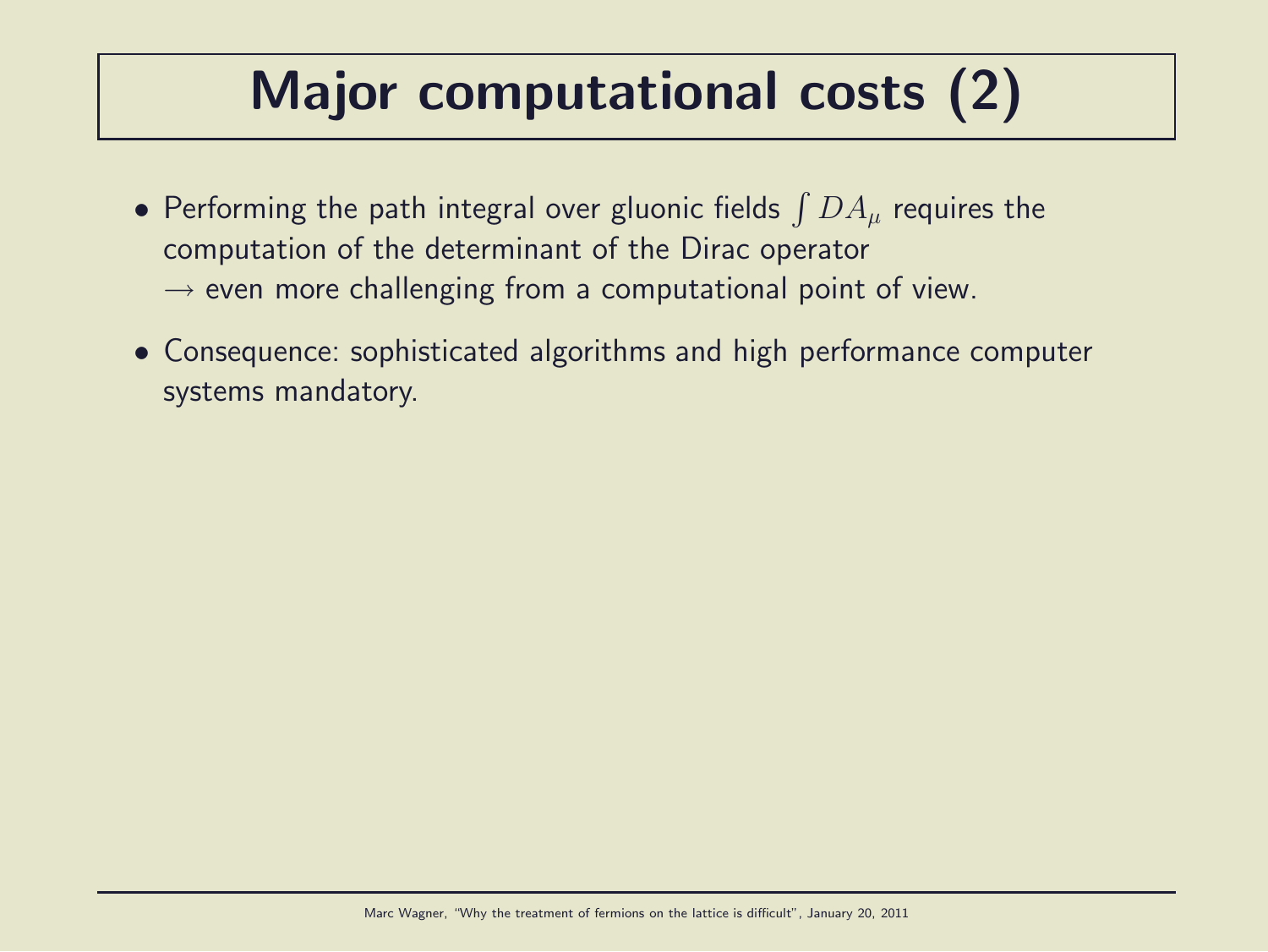# Major computational costs (2)

- Performing the path integral over gluonic fields $\int DA_\mu$ requires the computation of the determinant of the Dirac operator
  $\rightarrow$ even more challenging from a computational point of view.

- Consequence: sophisticated algorithms and high performance computer systems mandatory.